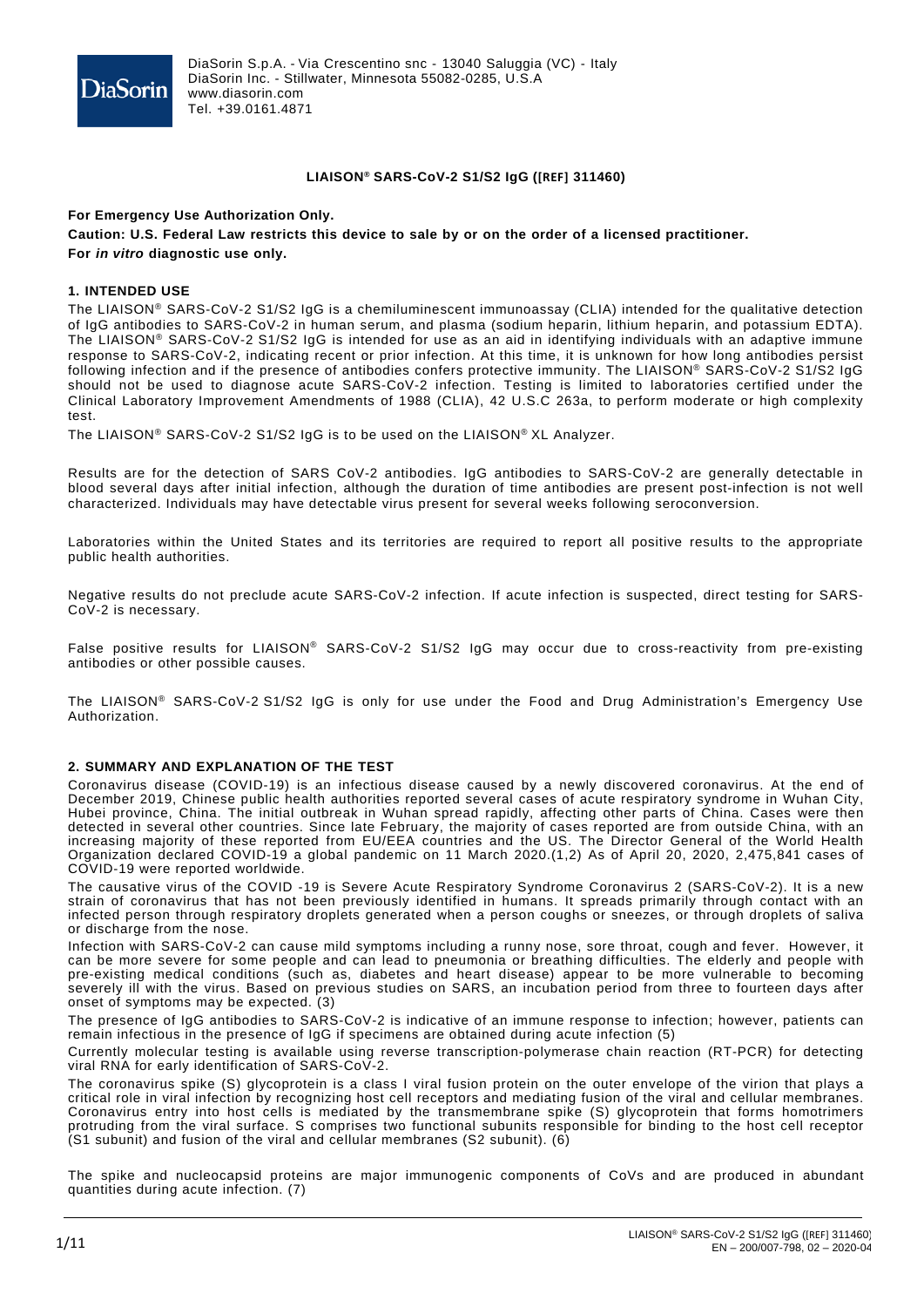DiaSorin S.p.A. - Via Crescentino snc - 13040 Saluggia (VC) - Italy
DiaSorin Inc. - Stillwater, Minnesota 55082-0285, U.S.A
www.diasorin.com
Tel. +39.0161.4871

# LIAISON® SARS-CoV-2 S1/S2 IgG ([REF] 311460)

**For Emergency Use Authorization Only.**

**Caution: U.S. Federal Law restricts this device to sale by or on the order of a licensed practitioner.**

**For *in vitro* diagnostic use only.**

## 1. INTENDED USE

The LIAISON® SARS-CoV-2 S1/S2 IgG is a chemiluminescent immunoassay (CLIA) intended for the qualitative detection of IgG antibodies to SARS-CoV-2 in human serum, and plasma (sodium heparin, lithium heparin, and potassium EDTA). The LIAISON® SARS-CoV-2 S1/S2 IgG is intended for use as an aid in identifying individuals with an adaptive immune response to SARS-CoV-2, indicating recent or prior infection. At this time, it is unknown for how long antibodies persist following infection and if the presence of antibodies confers protective immunity. The LIAISON® SARS-CoV-2 S1/S2 IgG should not be used to diagnose acute SARS-CoV-2 infection. Testing is limited to laboratories certified under the Clinical Laboratory Improvement Amendments of 1988 (CLIA), 42 U.S.C 263a, to perform moderate or high complexity test.

The LIAISON® SARS-CoV-2 S1/S2 IgG is to be used on the LIAISON® XL Analyzer.

Results are for the detection of SARS CoV-2 antibodies. IgG antibodies to SARS-CoV-2 are generally detectable in blood several days after initial infection, although the duration of time antibodies are present post-infection is not well characterized. Individuals may have detectable virus present for several weeks following seroconversion.

Laboratories within the United States and its territories are required to report all positive results to the appropriate public health authorities.

Negative results do not preclude acute SARS-CoV-2 infection. If acute infection is suspected, direct testing for SARS-CoV-2 is necessary.

False positive results for LIAISON® SARS-CoV-2 S1/S2 IgG may occur due to cross-reactivity from pre-existing antibodies or other possible causes.

The LIAISON® SARS-CoV-2 S1/S2 IgG is only for use under the Food and Drug Administration's Emergency Use Authorization.

## 2. SUMMARY AND EXPLANATION OF THE TEST

Coronavirus disease (COVID-19) is an infectious disease caused by a newly discovered coronavirus. At the end of December 2019, Chinese public health authorities reported several cases of acute respiratory syndrome in Wuhan City, Hubei province, China. The initial outbreak in Wuhan spread rapidly, affecting other parts of China. Cases were then detected in several other countries. Since late February, the majority of cases reported are from outside China, with an increasing majority of these reported from EU/EEA countries and the US. The Director General of the World Health Organization declared COVID-19 a global pandemic on 11 March 2020.(1,2) As of April 20, 2020, 2,475,841 cases of COVID-19 were reported worldwide.

The causative virus of the COVID -19 is Severe Acute Respiratory Syndrome Coronavirus 2 (SARS-CoV-2). It is a new strain of coronavirus that has not been previously identified in humans. It spreads primarily through contact with an infected person through respiratory droplets generated when a person coughs or sneezes, or through droplets of saliva or discharge from the nose.

Infection with SARS-CoV-2 can cause mild symptoms including a runny nose, sore throat, cough and fever. However, it can be more severe for some people and can lead to pneumonia or breathing difficulties. The elderly and people with pre-existing medical conditions (such as, diabetes and heart disease) appear to be more vulnerable to becoming severely ill with the virus. Based on previous studies on SARS, an incubation period from three to fourteen days after onset of symptoms may be expected. (3)

The presence of IgG antibodies to SARS-CoV-2 is indicative of an immune response to infection; however, patients can remain infectious in the presence of IgG if specimens are obtained during acute infection (5)

Currently molecular testing is available using reverse transcription-polymerase chain reaction (RT-PCR) for detecting viral RNA for early identification of SARS-CoV-2.

The coronavirus spike (S) glycoprotein is a class I viral fusion protein on the outer envelope of the virion that plays a critical role in viral infection by recognizing host cell receptors and mediating fusion of the viral and cellular membranes. Coronavirus entry into host cells is mediated by the transmembrane spike (S) glycoprotein that forms homotrimers protruding from the viral surface. S comprises two functional subunits responsible for binding to the host cell receptor (S1 subunit) and fusion of the viral and cellular membranes (S2 subunit). (6)

The spike and nucleocapsid proteins are major immunogenic components of CoVs and are produced in abundant quantities during acute infection. (7)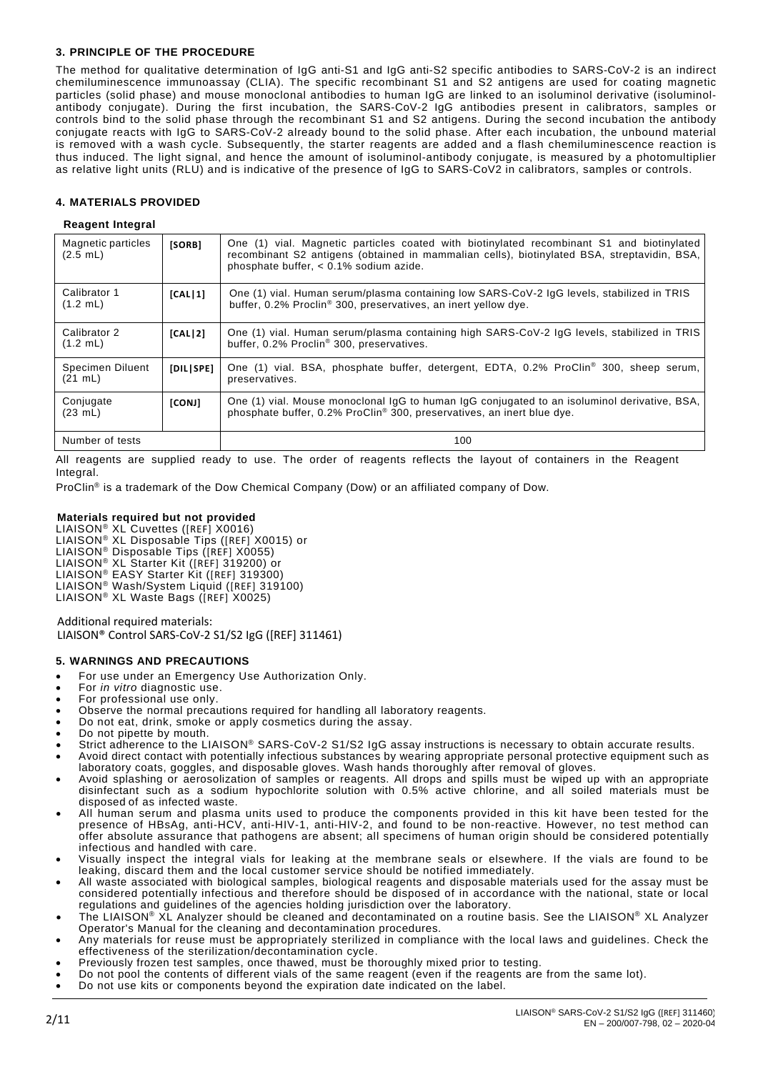## 3. PRINCIPLE OF THE PROCEDURE

The method for qualitative determination of IgG anti-S1 and IgG anti-S2 specific antibodies to SARS-CoV-2 is an indirect chemiluminescence immunoassay (CLIA). The specific recombinant S1 and S2 antigens are used for coating magnetic particles (solid phase) and mouse monoclonal antibodies to human IgG are linked to an isoluminol derivative (isoluminol-antibody conjugate). During the first incubation, the SARS-CoV-2 IgG antibodies present in calibrators, samples or controls bind to the solid phase through the recombinant S1 and S2 antigens. During the second incubation the antibody conjugate reacts with IgG to SARS-CoV-2 already bound to the solid phase. After each incubation, the unbound material is removed with a wash cycle. Subsequently, the starter reagents are added and a flash chemiluminescence reaction is thus induced. The light signal, and hence the amount of isoluminol-antibody conjugate, is measured by a photomultiplier as relative light units (RLU) and is indicative of the presence of IgG to SARS-CoV2 in calibrators, samples or controls.

## 4. MATERIALS PROVIDED

**Reagent Integral**

| Magnetic particles (2.5 mL) | [SORB] | One (1) vial. Magnetic particles coated with biotinylated recombinant S1 and biotinylated recombinant S2 antigens (obtained in mammalian cells), biotinylated BSA, streptavidin, BSA, phosphate buffer, < 0.1% sodium azide. |
|---|---|---|
| Calibrator 1 (1.2 mL) | [CAL\|1] | One (1) vial. Human serum/plasma containing low SARS-CoV-2 IgG levels, stabilized in TRIS buffer, 0.2% Proclin® 300, preservatives, an inert yellow dye. |
| Calibrator 2 (1.2 mL) | [CAL\|2] | One (1) vial. Human serum/plasma containing high SARS-CoV-2 IgG levels, stabilized in TRIS buffer, 0.2% Proclin® 300, preservatives. |
| Specimen Diluent (21 mL) | [DIL\|SPE] | One (1) vial. BSA, phosphate buffer, detergent, EDTA, 0.2% ProClin® 300, sheep serum, preservatives. |
| Conjugate (23 mL) | [CONJ] | One (1) vial. Mouse monoclonal IgG to human IgG conjugated to an isoluminol derivative, BSA, phosphate buffer, 0.2% ProClin® 300, preservatives, an inert blue dye. |
| Number of tests | | 100 |

All reagents are supplied ready to use. The order of reagents reflects the layout of containers in the Reagent Integral.

ProClin® is a trademark of the Dow Chemical Company (Dow) or an affiliated company of Dow.

**Materials required but not provided**

LIAISON® XL Cuvettes ([REF] X0016)
LIAISON® XL Disposable Tips ([REF] X0015) or
LIAISON® Disposable Tips ([REF] X0055)
LIAISON® XL Starter Kit ([REF] 319200) or
LIAISON® EASY Starter Kit ([REF] 319300)
LIAISON® Wash/System Liquid ([REF] 319100)
LIAISON® XL Waste Bags ([REF] X0025)

Additional required materials:
LIAISON® Control SARS-CoV-2 S1/S2 IgG ([REF] 311461)

## 5. WARNINGS AND PRECAUTIONS

- For use under an Emergency Use Authorization Only.
- For *in vitro* diagnostic use.
- For professional use only.
- Observe the normal precautions required for handling all laboratory reagents.
- Do not eat, drink, smoke or apply cosmetics during the assay.
- Do not pipette by mouth.
- Strict adherence to the LIAISON® SARS-CoV-2 S1/S2 IgG assay instructions is necessary to obtain accurate results.
- Avoid direct contact with potentially infectious substances by wearing appropriate personal protective equipment such as laboratory coats, goggles, and disposable gloves. Wash hands thoroughly after removal of gloves.
- Avoid splashing or aerosolization of samples or reagents. All drops and spills must be wiped up with an appropriate disinfectant such as a sodium hypochlorite solution with 0.5% active chlorine, and all soiled materials must be disposed of as infected waste.
- All human serum and plasma units used to produce the components provided in this kit have been tested for the presence of HBsAg, anti-HCV, anti-HIV-1, anti-HIV-2, and found to be non-reactive. However, no test method can offer absolute assurance that pathogens are absent; all specimens of human origin should be considered potentially infectious and handled with care.
- Visually inspect the integral vials for leaking at the membrane seals or elsewhere. If the vials are found to be leaking, discard them and the local customer service should be notified immediately.
- All waste associated with biological samples, biological reagents and disposable materials used for the assay must be considered potentially infectious and therefore should be disposed of in accordance with the national, state or local regulations and guidelines of the agencies holding jurisdiction over the laboratory.
- The LIAISON® XL Analyzer should be cleaned and decontaminated on a routine basis. See the LIAISON® XL Analyzer Operator's Manual for the cleaning and decontamination procedures.
- Any materials for reuse must be appropriately sterilized in compliance with the local laws and guidelines. Check the effectiveness of the sterilization/decontamination cycle.
- Previously frozen test samples, once thawed, must be thoroughly mixed prior to testing.
- Do not pool the contents of different vials of the same reagent (even if the reagents are from the same lot).
- Do not use kits or components beyond the expiration date indicated on the label.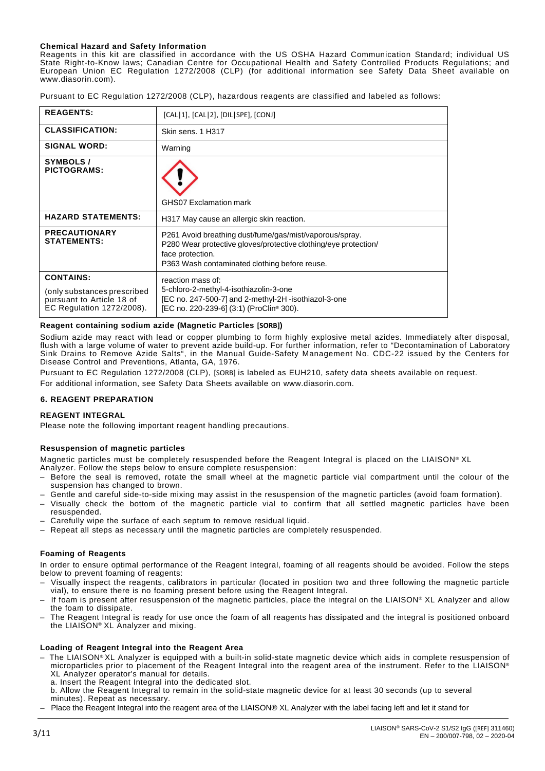**Chemical Hazard and Safety Information**

Reagents in this kit are classified in accordance with the US OSHA Hazard Communication Standard; individual US State Right-to-Know laws; Canadian Centre for Occupational Health and Safety Controlled Products Regulations; and European Union EC Regulation 1272/2008 (CLP) (for additional information see Safety Data Sheet available on www.diasorin.com).

Pursuant to EC Regulation 1272/2008 (CLP), hazardous reagents are classified and labeled as follows:

| **REAGENTS:** | [CAL|1], [CAL|2], [DIL|SPE], [CONJ] |
|---|---|
| **CLASSIFICATION:** | Skin sens. 1 H317 |
| **SIGNAL WORD:** | Warning |
| **SYMBOLS / PICTOGRAMS:** | GHS07 Exclamation mark |
| **HAZARD STATEMENTS:** | H317 May cause an allergic skin reaction. |
| **PRECAUTIONARY STATEMENTS:** | P261 Avoid breathing dust/fume/gas/mist/vaporous/spray.<br>P280 Wear protective gloves/protective clothing/eye protection/ face protection.<br>P363 Wash contaminated clothing before reuse. |
| **CONTAINS:**<br>(only substances prescribed pursuant to Article 18 of EC Regulation 1272/2008). | reaction mass of:<br>5-chloro-2-methyl-4-isothiazolin-3-one<br>[EC no. 247-500-7] and 2-methyl-2H -isothiazol-3-one<br>[EC no. 220-239-6] (3:1) (ProClin® 300). |

**Reagent containing sodium azide (Magnetic Particles [SORB])**

Sodium azide may react with lead or copper plumbing to form highly explosive metal azides. Immediately after disposal, flush with a large volume of water to prevent azide build-up. For further information, refer to "Decontamination of Laboratory Sink Drains to Remove Azide Salts", in the Manual Guide-Safety Management No. CDC-22 issued by the Centers for Disease Control and Preventions, Atlanta, GA, 1976.

Pursuant to EC Regulation 1272/2008 (CLP), [SORB] is labeled as EUH210, safety data sheets available on request.

For additional information, see Safety Data Sheets available on www.diasorin.com.

## 6. REAGENT PREPARATION

### REAGENT INTEGRAL

Please note the following important reagent handling precautions.

#### Resuspension of magnetic particles

Magnetic particles must be completely resuspended before the Reagent Integral is placed on the LIAISON® XL Analyzer. Follow the steps below to ensure complete resuspension:

- Before the seal is removed, rotate the small wheel at the magnetic particle vial compartment until the colour of the suspension has changed to brown.
- Gentle and careful side-to-side mixing may assist in the resuspension of the magnetic particles (avoid foam formation).
- Visually check the bottom of the magnetic particle vial to confirm that all settled magnetic particles have been resuspended.
- Carefully wipe the surface of each septum to remove residual liquid.
- Repeat all steps as necessary until the magnetic particles are completely resuspended.

#### Foaming of Reagents

In order to ensure optimal performance of the Reagent Integral, foaming of all reagents should be avoided. Follow the steps below to prevent foaming of reagents:

- Visually inspect the reagents, calibrators in particular (located in position two and three following the magnetic particle vial), to ensure there is no foaming present before using the Reagent Integral.
- If foam is present after resuspension of the magnetic particles, place the integral on the LIAISON® XL Analyzer and allow the foam to dissipate.
- The Reagent Integral is ready for use once the foam of all reagents has dissipated and the integral is positioned onboard the LIAISON® XL Analyzer and mixing.

#### Loading of Reagent Integral into the Reagent Area

- The LIAISON® XL Analyzer is equipped with a built-in solid-state magnetic device which aids in complete resuspension of microparticles prior to placement of the Reagent Integral into the reagent area of the instrument. Refer to the LIAISON® XL Analyzer operator's manual for details.
  a. Insert the Reagent Integral into the dedicated slot.
  b. Allow the Reagent Integral to remain in the solid-state magnetic device for at least 30 seconds (up to several minutes). Repeat as necessary.
- Place the Reagent Integral into the reagent area of the LIAISON® XL Analyzer with the label facing left and let it stand for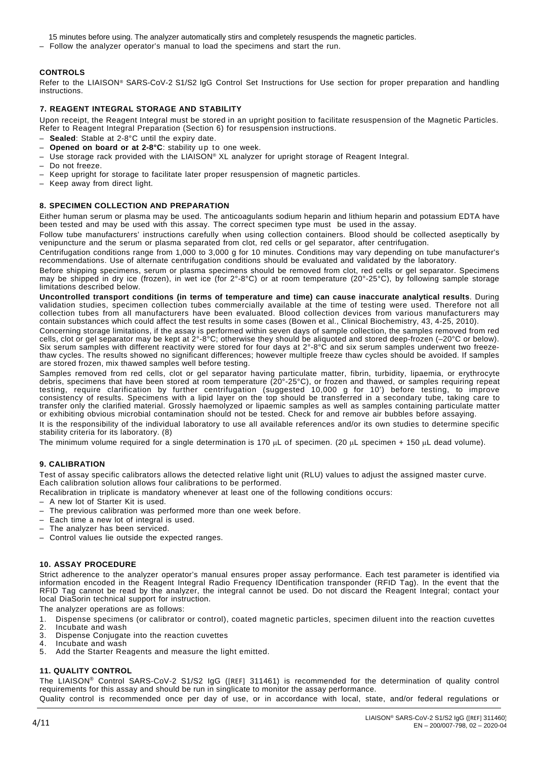15 minutes before using. The analyzer automatically stirs and completely resuspends the magnetic particles.

– Follow the analyzer operator's manual to load the specimens and start the run.

### CONTROLS

Refer to the LIAISON® SARS-CoV-2 S1/S2 IgG Control Set Instructions for Use section for proper preparation and handling instructions.

## 7. REAGENT INTEGRAL STORAGE AND STABILITY

Upon receipt, the Reagent Integral must be stored in an upright position to facilitate resuspension of the Magnetic Particles. Refer to Reagent Integral Preparation (Section 6) for resuspension instructions.

– **Sealed**: Stable at 2-8°C until the expiry date.
– **Opened on board or at 2-8°C**: stability up to one week.
– Use storage rack provided with the LIAISON® XL analyzer for upright storage of Reagent Integral.
– Do not freeze.
– Keep upright for storage to facilitate later proper resuspension of magnetic particles.
– Keep away from direct light.

## 8. SPECIMEN COLLECTION AND PREPARATION

Either human serum or plasma may be used. The anticoagulants sodium heparin and lithium heparin and potassium EDTA have been tested and may be used with this assay. The correct specimen type must be used in the assay.

Follow tube manufacturers' instructions carefully when using collection containers. Blood should be collected aseptically by venipuncture and the serum or plasma separated from clot, red cells or gel separator, after centrifugation.

Centrifugation conditions range from 1,000 to 3,000 g for 10 minutes. Conditions may vary depending on tube manufacturer's recommendations. Use of alternate centrifugation conditions should be evaluated and validated by the laboratory.

Before shipping specimens, serum or plasma specimens should be removed from clot, red cells or gel separator. Specimens may be shipped in dry ice (frozen), in wet ice (for 2°-8°C) or at room temperature (20°-25°C), by following sample storage limitations described below.

**Uncontrolled transport conditions (in terms of temperature and time) can cause inaccurate analytical results**. During validation studies, specimen collection tubes commercially available at the time of testing were used. Therefore not all collection tubes from all manufacturers have been evaluated. Blood collection devices from various manufacturers may contain substances which could affect the test results in some cases (Bowen et al., Clinical Biochemistry, 43, 4-25, 2010).

Concerning storage limitations, if the assay is performed within seven days of sample collection, the samples removed from red cells, clot or gel separator may be kept at 2°-8°C; otherwise they should be aliquoted and stored deep-frozen (–20°C or below). Six serum samples with different reactivity were stored for four days at 2°-8°C and six serum samples underwent two freeze-thaw cycles. The results showed no significant differences; however multiple freeze thaw cycles should be avoided. If samples are stored frozen, mix thawed samples well before testing.

Samples removed from red cells, clot or gel separator having particulate matter, fibrin, turbidity, lipaemia, or erythrocyte debris, specimens that have been stored at room temperature (20°-25°C), or frozen and thawed, or samples requiring repeat testing, require clarification by further centrifugation (suggested 10,000 g for 10') before testing, to improve consistency of results. Specimens with a lipid layer on the top should be transferred in a secondary tube, taking care to transfer only the clarified material. Grossly haemolyzed or lipaemic samples as well as samples containing particulate matter or exhibiting obvious microbial contamination should not be tested. Check for and remove air bubbles before assaying.

It is the responsibility of the individual laboratory to use all available references and/or its own studies to determine specific stability criteria for its laboratory. (8)

The minimum volume required for a single determination is 170 µL of specimen. (20 µL specimen + 150 µL dead volume).

## 9. CALIBRATION

Test of assay specific calibrators allows the detected relative light unit (RLU) values to adjust the assigned master curve. Each calibration solution allows four calibrations to be performed.

Recalibration in triplicate is mandatory whenever at least one of the following conditions occurs:

– A new lot of Starter Kit is used.
– The previous calibration was performed more than one week before.
– Each time a new lot of integral is used.
– The analyzer has been serviced.
– Control values lie outside the expected ranges.

## 10. ASSAY PROCEDURE

Strict adherence to the analyzer operator's manual ensures proper assay performance. Each test parameter is identified via information encoded in the Reagent Integral Radio Frequency IDentification transponder (RFID Tag). In the event that the RFID Tag cannot be read by the analyzer, the integral cannot be used. Do not discard the Reagent Integral; contact your local DiaSorin technical support for instruction.

The analyzer operations are as follows:

1. Dispense specimens (or calibrator or control), coated magnetic particles, specimen diluent into the reaction cuvettes
2. Incubate and wash
3. Dispense Conjugate into the reaction cuvettes
4. Incubate and wash
5. Add the Starter Reagents and measure the light emitted.

## 11. QUALITY CONTROL

The LIAISON® Control SARS-CoV-2 S1/S2 IgG ([REF] 311461) is recommended for the determination of quality control requirements for this assay and should be run in singlicate to monitor the assay performance.

Quality control is recommended once per day of use, or in accordance with local, state, and/or federal regulations or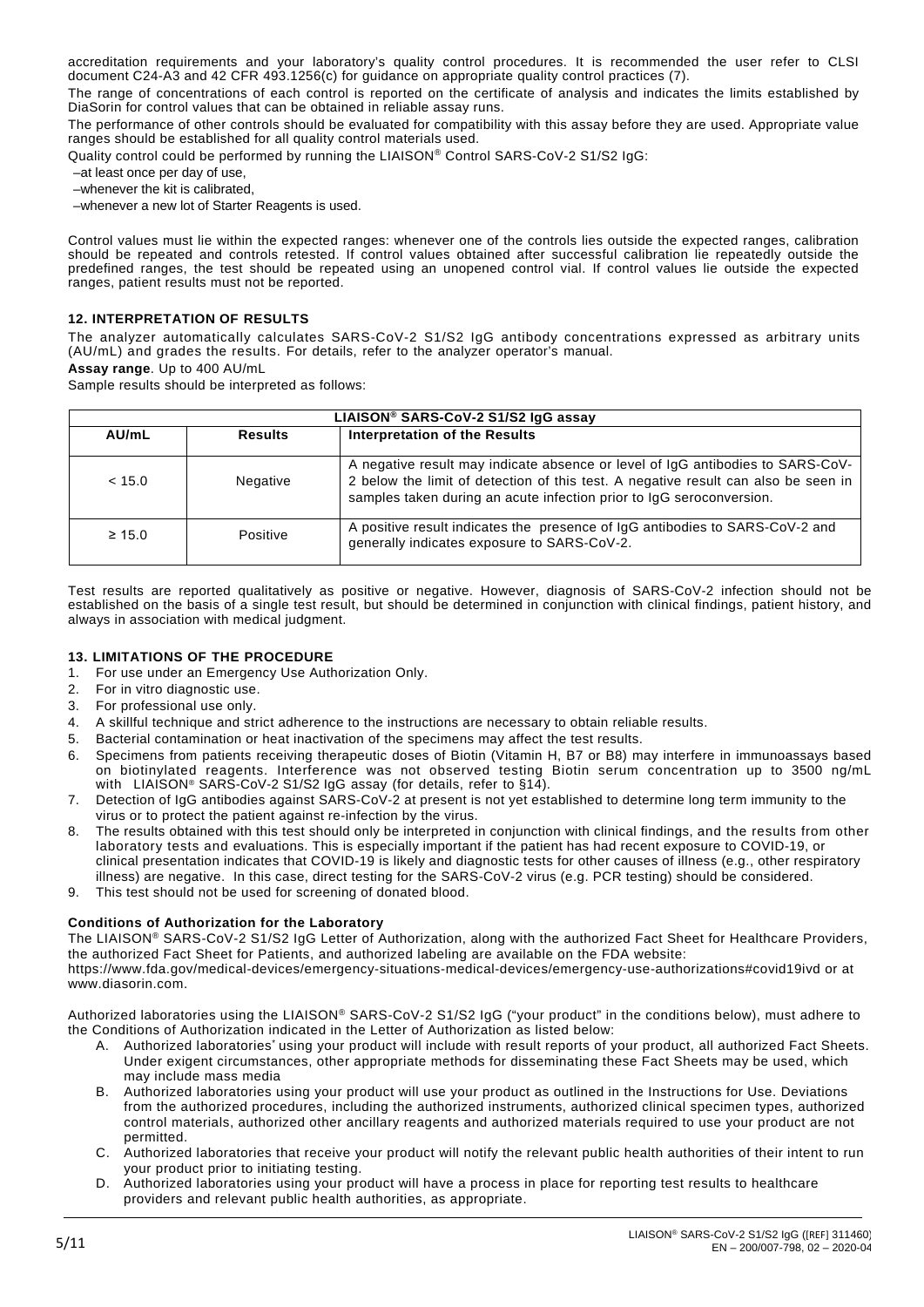accreditation requirements and your laboratory's quality control procedures. It is recommended the user refer to CLSI document C24-A3 and 42 CFR 493.1256(c) for guidance on appropriate quality control practices (7).

The range of concentrations of each control is reported on the certificate of analysis and indicates the limits established by DiaSorin for control values that can be obtained in reliable assay runs.

The performance of other controls should be evaluated for compatibility with this assay before they are used. Appropriate value ranges should be established for all quality control materials used.

Quality control could be performed by running the LIAISON® Control SARS-CoV-2 S1/S2 IgG:

–at least once per day of use,

–whenever the kit is calibrated,

–whenever a new lot of Starter Reagents is used.

Control values must lie within the expected ranges: whenever one of the controls lies outside the expected ranges, calibration should be repeated and controls retested. If control values obtained after successful calibration lie repeatedly outside the predefined ranges, the test should be repeated using an unopened control vial. If control values lie outside the expected ranges, patient results must not be reported.

## 12. INTERPRETATION OF RESULTS

The analyzer automatically calculates SARS-CoV-2 S1/S2 IgG antibody concentrations expressed as arbitrary units (AU/mL) and grades the results. For details, refer to the analyzer operator's manual.

**Assay range**. Up to 400 AU/mL

Sample results should be interpreted as follows:

| LIAISON® SARS-CoV-2 S1/S2 IgG assay | | |
|---|---|---|
| **AU/mL** | **Results** | **Interpretation of the Results** |
| < 15.0 | Negative | A negative result may indicate absence or level of IgG antibodies to SARS-CoV-2 below the limit of detection of this test. A negative result can also be seen in samples taken during an acute infection prior to IgG seroconversion. |
| ≥ 15.0 | Positive | A positive result indicates the presence of IgG antibodies to SARS-CoV-2 and generally indicates exposure to SARS-CoV-2. |

Test results are reported qualitatively as positive or negative. However, diagnosis of SARS-CoV-2 infection should not be established on the basis of a single test result, but should be determined in conjunction with clinical findings, patient history, and always in association with medical judgment.

## 13. LIMITATIONS OF THE PROCEDURE

1. For use under an Emergency Use Authorization Only.
2. For in vitro diagnostic use.
3. For professional use only.
4. A skillful technique and strict adherence to the instructions are necessary to obtain reliable results.
5. Bacterial contamination or heat inactivation of the specimens may affect the test results.
6. Specimens from patients receiving therapeutic doses of Biotin (Vitamin H, B7 or B8) may interfere in immunoassays based on biotinylated reagents. Interference was not observed testing Biotin serum concentration up to 3500 ng/mL with LIAISON® SARS-CoV-2 S1/S2 IgG assay (for details, refer to §14).
7. Detection of IgG antibodies against SARS-CoV-2 at present is not yet established to determine long term immunity to the virus or to protect the patient against re-infection by the virus.
8. The results obtained with this test should only be interpreted in conjunction with clinical findings, and the results from other laboratory tests and evaluations. This is especially important if the patient has had recent exposure to COVID-19, or clinical presentation indicates that COVID-19 is likely and diagnostic tests for other causes of illness (e.g., other respiratory illness) are negative. In this case, direct testing for the SARS-CoV-2 virus (e.g. PCR testing) should be considered.
9. This test should not be used for screening of donated blood.

### Conditions of Authorization for the Laboratory

The LIAISON® SARS-CoV-2 S1/S2 IgG Letter of Authorization, along with the authorized Fact Sheet for Healthcare Providers, the authorized Fact Sheet for Patients, and authorized labeling are available on the FDA website: https://www.fda.gov/medical-devices/emergency-situations-medical-devices/emergency-use-authorizations#covid19ivd or at www.diasorin.com.

Authorized laboratories using the LIAISON® SARS-CoV-2 S1/S2 IgG ("your product" in the conditions below), must adhere to the Conditions of Authorization indicated in the Letter of Authorization as listed below:

A. Authorized laboratories* using your product will include with result reports of your product, all authorized Fact Sheets. Under exigent circumstances, other appropriate methods for disseminating these Fact Sheets may be used, which may include mass media
B. Authorized laboratories using your product will use your product as outlined in the Instructions for Use. Deviations from the authorized procedures, including the authorized instruments, authorized clinical specimen types, authorized control materials, authorized other ancillary reagents and authorized materials required to use your product are not permitted.
C. Authorized laboratories that receive your product will notify the relevant public health authorities of their intent to run your product prior to initiating testing.
D. Authorized laboratories using your product will have a process in place for reporting test results to healthcare providers and relevant public health authorities, as appropriate.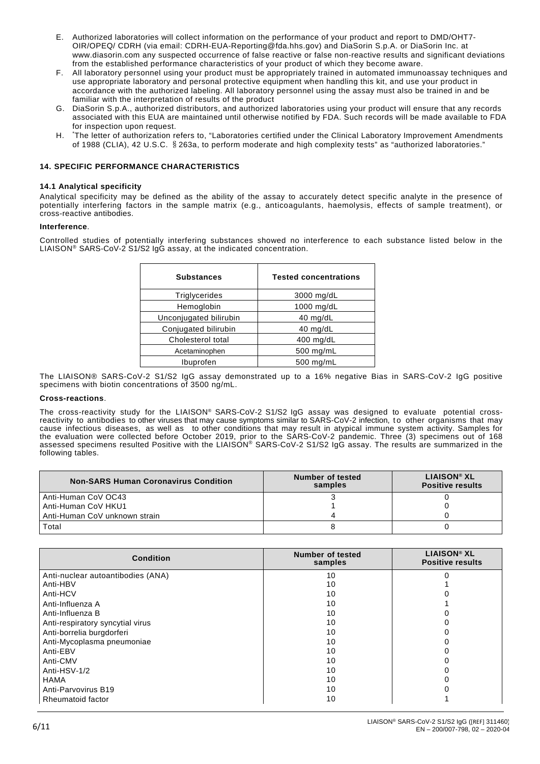E. Authorized laboratories will collect information on the performance of your product and report to DMD/OHT7-OIR/OPEQ/ CDRH (via email: CDRH-EUA-Reporting@fda.hhs.gov) and DiaSorin S.p.A. or DiaSorin Inc. at www.diasorin.com any suspected occurrence of false reactive or false non-reactive results and significant deviations from the established performance characteristics of your product of which they become aware.
F. All laboratory personnel using your product must be appropriately trained in automated immunoassay techniques and use appropriate laboratory and personal protective equipment when handling this kit, and use your product in accordance with the authorized labeling. All laboratory personnel using the assay must also be trained in and be familiar with the interpretation of results of the product
G. DiaSorin S.p.A., authorized distributors, and authorized laboratories using your product will ensure that any records associated with this EUA are maintained until otherwise notified by FDA. Such records will be made available to FDA for inspection upon request.
H. *The letter of authorization refers to, "Laboratories certified under the Clinical Laboratory Improvement Amendments of 1988 (CLIA), 42 U.S.C. § 263a, to perform moderate and high complexity tests" as "authorized laboratories."

## 14. SPECIFIC PERFORMANCE CHARACTERISTICS

### 14.1 Analytical specificity

Analytical specificity may be defined as the ability of the assay to accurately detect specific analyte in the presence of potentially interfering factors in the sample matrix (e.g., anticoagulants, haemolysis, effects of sample treatment), or cross-reactive antibodies.

**Interference**.

Controlled studies of potentially interfering substances showed no interference to each substance listed below in the LIAISON® SARS-CoV-2 S1/S2 IgG assay, at the indicated concentration.

| Substances | Tested concentrations |
|---|---|
| Triglycerides | 3000 mg/dL |
| Hemoglobin | 1000 mg/dL |
| Unconjugated bilirubin | 40 mg/dL |
| Conjugated bilirubin | 40 mg/dL |
| Cholesterol total | 400 mg/dL |
| Acetaminophen | 500 mg/mL |
| Ibuprofen | 500 mg/mL |

The LIAISON® SARS-CoV-2 S1/S2 IgG assay demonstrated up to a 16% negative Bias in SARS-CoV-2 IgG positive specimens with biotin concentrations of 3500 ng/mL.

**Cross-reactions**.

The cross-reactivity study for the LIAISON® SARS-CoV-2 S1/S2 IgG assay was designed to evaluate potential cross-reactivity to antibodies to other viruses that may cause symptoms similar to SARS-CoV-2 infection, to other organisms that may cause infectious diseases, as well as to other conditions that may result in atypical immune system activity. Samples for the evaluation were collected before October 2019, prior to the SARS-CoV-2 pandemic. Three (3) specimens out of 168 assessed specimens resulted Positive with the LIAISON® SARS-CoV-2 S1/S2 IgG assay. The results are summarized in the following tables.

| Non-SARS Human Coronavirus Condition | Number of tested samples | LIAISON® XL Positive results |
|---|---|---|
| Anti-Human CoV OC43 | 3 | 0 |
| Anti-Human CoV HKU1 | 1 | 0 |
| Anti-Human CoV unknown strain | 4 | 0 |
| Total | 8 | 0 |

| Condition | Number of tested samples | LIAISON® XL Positive results |
|---|---|---|
| Anti-nuclear autoantibodies (ANA) | 10 | 0 |
| Anti-HBV | 10 | 1 |
| Anti-HCV | 10 | 0 |
| Anti-Influenza A | 10 | 1 |
| Anti-Influenza B | 10 | 0 |
| Anti-respiratory syncytial virus | 10 | 0 |
| Anti-borrelia burgdorferi | 10 | 0 |
| Anti-Mycoplasma pneumoniae | 10 | 0 |
| Anti-EBV | 10 | 0 |
| Anti-CMV | 10 | 0 |
| Anti-HSV-1/2 | 10 | 0 |
| HAMA | 10 | 0 |
| Anti-Parvovirus B19 | 10 | 0 |
| Rheumatoid factor | 10 | 1 |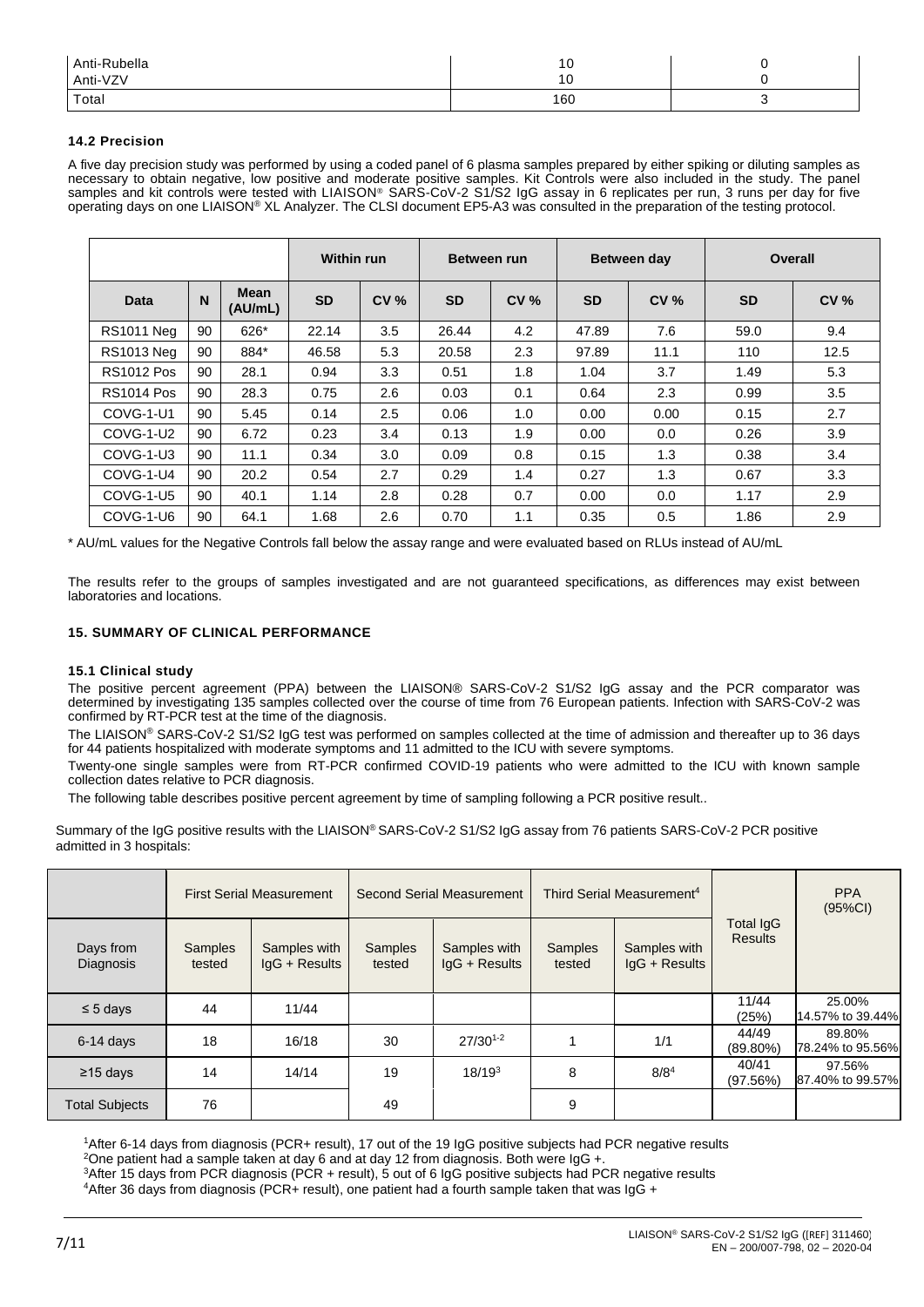| | | |
|---|---|---|
| Anti-Rubella | 10 | 0 |
| Anti-VZV | 10 | 0 |
| Total | 160 | 3 |

### 14.2 Precision

A five day precision study was performed by using a coded panel of 6 plasma samples prepared by either spiking or diluting samples as necessary to obtain negative, low positive and moderate positive samples. Kit Controls were also included in the study. The panel samples and kit controls were tested with LIAISON® SARS-CoV-2 S1/S2 IgG assay in 6 replicates per run, 3 runs per day for five operating days on one LIAISON® XL Analyzer. The CLSI document EP5-A3 was consulted in the preparation of the testing protocol.

| | | | Within run | | Between run | | Between day | | Overall | |
|---|---|---|---|---|---|---|---|---|---|---|
| Data | N | Mean (AU/mL) | SD | CV % | SD | CV % | SD | CV % | SD | CV % |
| RS1011 Neg | 90 | 626* | 22.14 | 3.5 | 26.44 | 4.2 | 47.89 | 7.6 | 59.0 | 9.4 |
| RS1013 Neg | 90 | 884* | 46.58 | 5.3 | 20.58 | 2.3 | 97.89 | 11.1 | 110 | 12.5 |
| RS1012 Pos | 90 | 28.1 | 0.94 | 3.3 | 0.51 | 1.8 | 1.04 | 3.7 | 1.49 | 5.3 |
| RS1014 Pos | 90 | 28.3 | 0.75 | 2.6 | 0.03 | 0.1 | 0.64 | 2.3 | 0.99 | 3.5 |
| COVG-1-U1 | 90 | 5.45 | 0.14 | 2.5 | 0.06 | 1.0 | 0.00 | 0.00 | 0.15 | 2.7 |
| COVG-1-U2 | 90 | 6.72 | 0.23 | 3.4 | 0.13 | 1.9 | 0.00 | 0.0 | 0.26 | 3.9 |
| COVG-1-U3 | 90 | 11.1 | 0.34 | 3.0 | 0.09 | 0.8 | 0.15 | 1.3 | 0.38 | 3.4 |
| COVG-1-U4 | 90 | 20.2 | 0.54 | 2.7 | 0.29 | 1.4 | 0.27 | 1.3 | 0.67 | 3.3 |
| COVG-1-U5 | 90 | 40.1 | 1.14 | 2.8 | 0.28 | 0.7 | 0.00 | 0.0 | 1.17 | 2.9 |
| COVG-1-U6 | 90 | 64.1 | 1.68 | 2.6 | 0.70 | 1.1 | 0.35 | 0.5 | 1.86 | 2.9 |

\* AU/mL values for the Negative Controls fall below the assay range and were evaluated based on RLUs instead of AU/mL

The results refer to the groups of samples investigated and are not guaranteed specifications, as differences may exist between laboratories and locations.

## 15. SUMMARY OF CLINICAL PERFORMANCE

### 15.1 Clinical study

The positive percent agreement (PPA) between the LIAISON® SARS-CoV-2 S1/S2 IgG assay and the PCR comparator was determined by investigating 135 samples collected over the course of time from 76 European patients. Infection with SARS-CoV-2 was confirmed by RT-PCR test at the time of the diagnosis.

The LIAISON® SARS-CoV-2 S1/S2 IgG test was performed on samples collected at the time of admission and thereafter up to 36 days for 44 patients hospitalized with moderate symptoms and 11 admitted to the ICU with severe symptoms.

Twenty-one single samples were from RT-PCR confirmed COVID-19 patients who were admitted to the ICU with known sample collection dates relative to PCR diagnosis.

The following table describes positive percent agreement by time of sampling following a PCR positive result..

Summary of the IgG positive results with the LIAISON® SARS-CoV-2 S1/S2 IgG assay from 76 patients SARS-CoV-2 PCR positive admitted in 3 hospitals:

| | First Serial Measurement | | Second Serial Measurement | | Third Serial Measurement[4] | | Total IgG Results | PPA (95%CI) |
|---|---|---|---|---|---|---|---|---|
| Days from Diagnosis | Samples tested | Samples with IgG + Results | Samples tested | Samples with IgG + Results | Samples tested | Samples with IgG + Results | | |
| ≤ 5 days | 44 | 11/44 | | | | | 11/44 (25%) | 25.00% 14.57% to 39.44% |
| 6-14 days | 18 | 16/18 | 30 | 27/30[1-2] | 1 | 1/1 | 44/49 (89.80%) | 89.80% 78.24% to 95.56% |
| ≥15 days | 14 | 14/14 | 19 | 18/19[3] | 8 | 8/8[4] | 40/41 (97.56%) | 97.56% 87.40% to 99.57% |
| Total Subjects | 76 | | 49 | | 9 | | | |

[1]After 6-14 days from diagnosis (PCR+ result), 17 out of the 19 IgG positive subjects had PCR negative results
[2]One patient had a sample taken at day 6 and at day 12 from diagnosis. Both were IgG +.
[3]After 15 days from PCR diagnosis (PCR + result), 5 out of 6 IgG positive subjects had PCR negative results
[4]After 36 days from diagnosis (PCR+ result), one patient had a fourth sample taken that was IgG +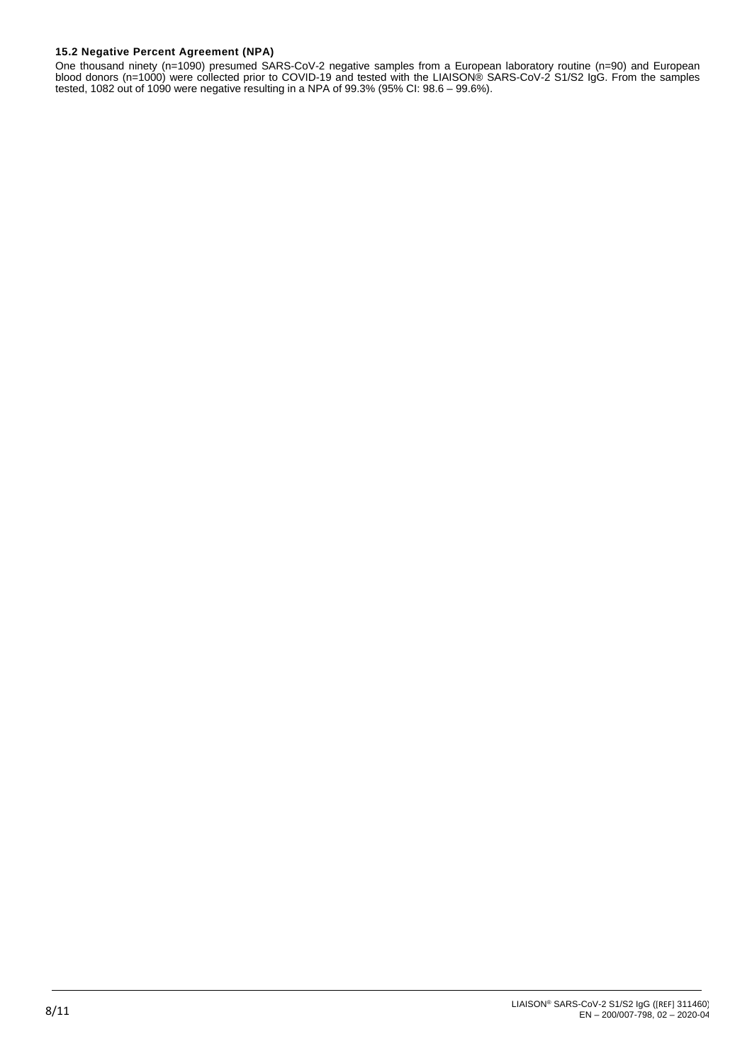### 15.2 Negative Percent Agreement (NPA)

One thousand ninety (n=1090) presumed SARS-CoV-2 negative samples from a European laboratory routine (n=90) and European blood donors (n=1000) were collected prior to COVID-19 and tested with the LIAISON® SARS-CoV-2 S1/S2 IgG. From the samples tested, 1082 out of 1090 were negative resulting in a NPA of 99.3% (95% CI: 98.6 – 99.6%).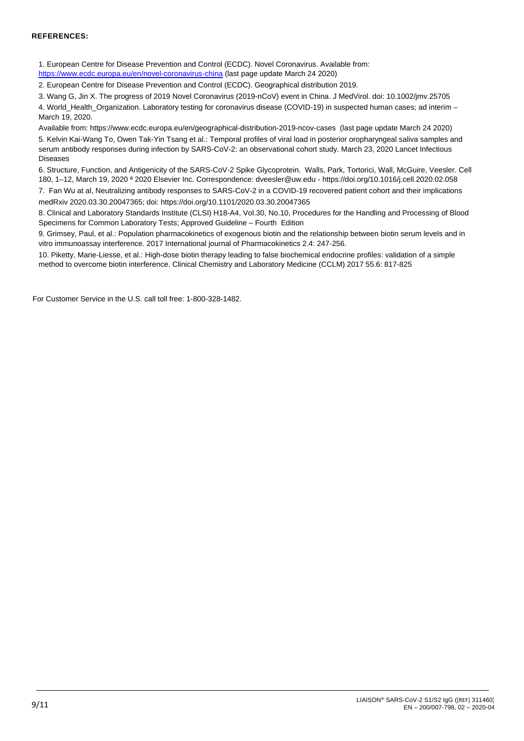**REFERENCES:**

1. European Centre for Disease Prevention and Control (ECDC). Novel Coronavirus. Available from: https://www.ecdc.europa.eu/en/novel-coronavirus-china (last page update March 24 2020)
2. European Centre for Disease Prevention and Control (ECDC). Geographical distribution 2019.
3. Wang G, Jin X. The progress of 2019 Novel Coronavirus (2019-nCoV) event in China. J MedVirol. doi: 10.1002/jmv.25705
4. World_Health_Organization. Laboratory testing for coronavirus disease (COVID-19) in suspected human cases; ad interim – March 19, 2020.

   Available from: https://www.ecdc.europa.eu/en/geographical-distribution-2019-ncov-cases (last page update March 24 2020)
5. Kelvin Kai-Wang To, Owen Tak-Yin Tsang et al.: Temporal profiles of viral load in posterior oropharyngeal saliva samples and serum antibody responses during infection by SARS-CoV-2: an observational cohort study. March 23, 2020 Lancet Infectious Diseases
6. Structure, Function, and Antigenicity of the SARS-CoV-2 Spike Glycoprotein. Walls, Park, Tortorici, Wall, McGuire, Veesler. Cell 180, 1–12, March 19, 2020 ª 2020 Elsevier Inc. Correspondence: dveesler@uw.edu - https://doi.org/10.1016/j.cell.2020.02.058
7. Fan Wu at al, Neutralizing antibody responses to SARS-CoV-2 in a COVID-19 recovered patient cohort and their implications medRxiv 2020.03.30.20047365; doi: https://doi.org/10.1101/2020.03.30.20047365
8. Clinical and Laboratory Standards Institute (CLSI) H18-A4, Vol.30, No.10, Procedures for the Handling and Processing of Blood Specimens for Common Laboratory Tests; Approved Guideline – Fourth Edition
9. Grimsey, Paul, et al.: Population pharmacokinetics of exogenous biotin and the relationship between biotin serum levels and in vitro immunoassay interference. 2017 International journal of Pharmacokinetics 2.4: 247-256.
10. Piketty, Marie-Liesse, et al.: High-dose biotin therapy leading to false biochemical endocrine profiles: validation of a simple method to overcome biotin interference. Clinical Chemistry and Laboratory Medicine (CCLM) 2017 55.6: 817-825

For Customer Service in the U.S. call toll free: 1-800-328-1482.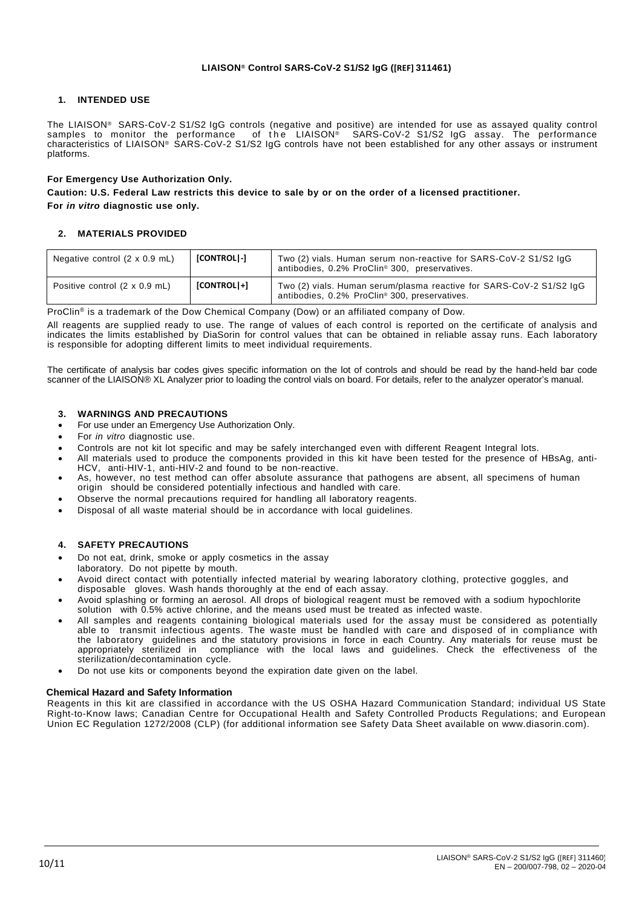**LIAISON® Control SARS-CoV-2 S1/S2 IgG ([REF] 311461)**

## 1. INTENDED USE

The LIAISON® SARS-CoV-2 S1/S2 IgG controls (negative and positive) are intended for use as assayed quality control samples to monitor the performance of the LIAISON® SARS-CoV-2 S1/S2 IgG assay. The performance characteristics of LIAISON® SARS-CoV-2 S1/S2 IgG controls have not been established for any other assays or instrument platforms.

**For Emergency Use Authorization Only.**

**Caution: U.S. Federal Law restricts this device to sale by or on the order of a licensed practitioner.**

**For *in vitro* diagnostic use only.**

## 2. MATERIALS PROVIDED

| Negative control (2 x 0.9 mL) | [CONTROL|-] | Two (2) vials. Human serum non-reactive for SARS-CoV-2 S1/S2 IgG antibodies, 0.2% ProClin® 300, preservatives. |
|---|---|---|
| Positive control (2 x 0.9 mL) | [CONTROL|+] | Two (2) vials. Human serum/plasma reactive for SARS-CoV-2 S1/S2 IgG antibodies, 0.2% ProClin® 300, preservatives. |

ProClin® is a trademark of the Dow Chemical Company (Dow) or an affiliated company of Dow.

All reagents are supplied ready to use. The range of values of each control is reported on the certificate of analysis and indicates the limits established by DiaSorin for control values that can be obtained in reliable assay runs. Each laboratory is responsible for adopting different limits to meet individual requirements.

The certificate of analysis bar codes gives specific information on the lot of controls and should be read by the hand-held bar code scanner of the LIAISON® XL Analyzer prior to loading the control vials on board. For details, refer to the analyzer operator's manual.

## 3. WARNINGS AND PRECAUTIONS

- For use under an Emergency Use Authorization Only.
- For *in vitro* diagnostic use.
- Controls are not kit lot specific and may be safely interchanged even with different Reagent Integral lots.
- All materials used to produce the components provided in this kit have been tested for the presence of HBsAg, anti-HCV, anti-HIV-1, anti-HIV-2 and found to be non-reactive.
- As, however, no test method can offer absolute assurance that pathogens are absent, all specimens of human origin should be considered potentially infectious and handled with care.
- Observe the normal precautions required for handling all laboratory reagents.
- Disposal of all waste material should be in accordance with local guidelines.

## 4. SAFETY PRECAUTIONS

- Do not eat, drink, smoke or apply cosmetics in the assay laboratory. Do not pipette by mouth.
- Avoid direct contact with potentially infected material by wearing laboratory clothing, protective goggles, and disposable gloves. Wash hands thoroughly at the end of each assay.
- Avoid splashing or forming an aerosol. All drops of biological reagent must be removed with a sodium hypochlorite solution with 0.5% active chlorine, and the means used must be treated as infected waste.
- All samples and reagents containing biological materials used for the assay must be considered as potentially able to transmit infectious agents. The waste must be handled with care and disposed of in compliance with the laboratory guidelines and the statutory provisions in force in each Country. Any materials for reuse must be appropriately sterilized in compliance with the local laws and guidelines. Check the effectiveness of the sterilization/decontamination cycle.
- Do not use kits or components beyond the expiration date given on the label.

### Chemical Hazard and Safety Information

Reagents in this kit are classified in accordance with the US OSHA Hazard Communication Standard; individual US State Right-to-Know laws; Canadian Centre for Occupational Health and Safety Controlled Products Regulations; and European Union EC Regulation 1272/2008 (CLP) (for additional information see Safety Data Sheet available on www.diasorin.com).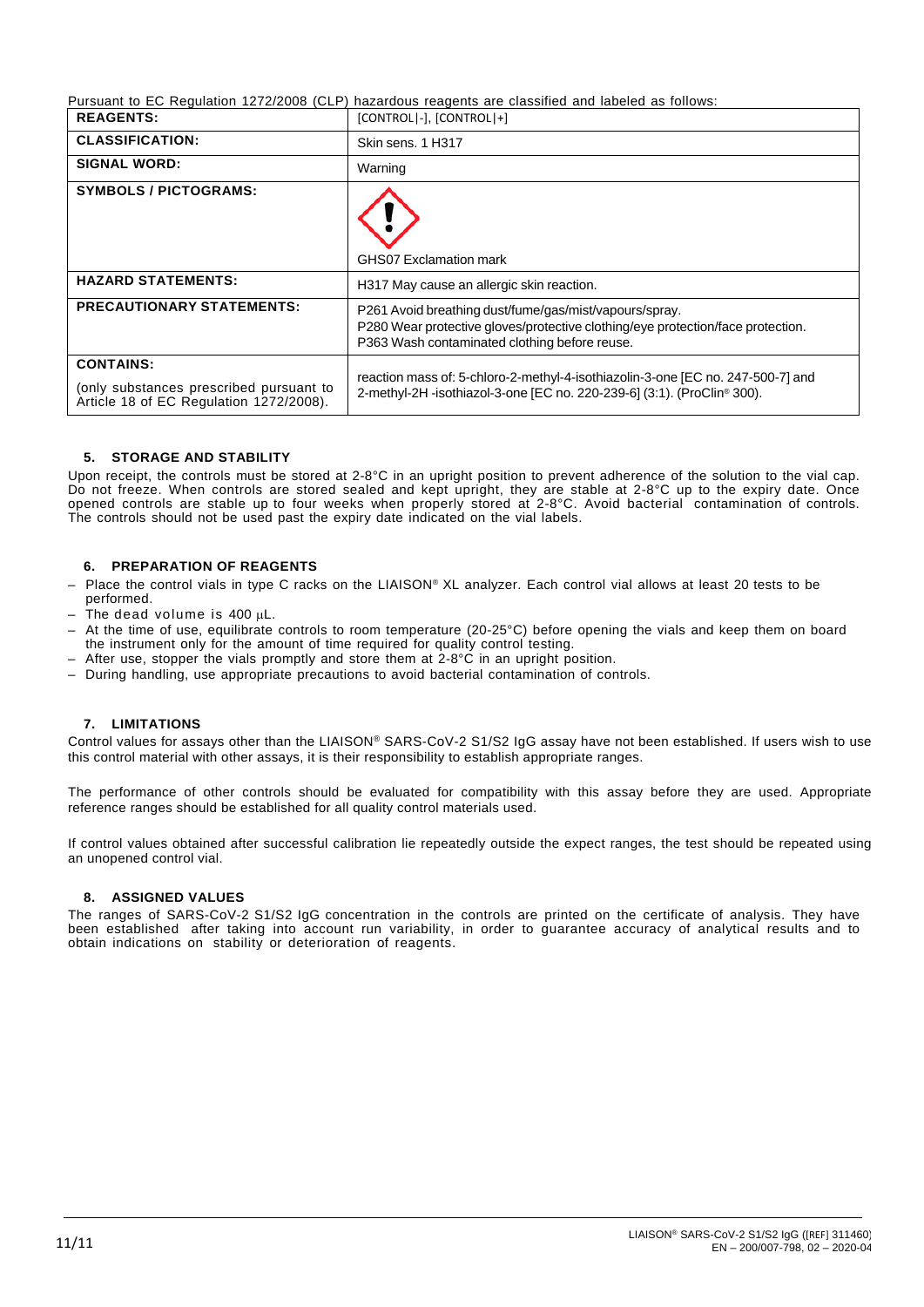Pursuant to EC Regulation 1272/2008 (CLP) hazardous reagents are classified and labeled as follows:

| | |
|---|---|
| **REAGENTS:** | [CONTROL\|-], [CONTROL\|+] |
| **CLASSIFICATION:** | Skin sens. 1 H317 |
| **SIGNAL WORD:** | Warning |
| **SYMBOLS / PICTOGRAMS:** | GHS07 Exclamation mark |
| **HAZARD STATEMENTS:** | H317 May cause an allergic skin reaction. |
| **PRECAUTIONARY STATEMENTS:** | P261 Avoid breathing dust/fume/gas/mist/vapours/spray.<br>P280 Wear protective gloves/protective clothing/eye protection/face protection.<br>P363 Wash contaminated clothing before reuse. |
| **CONTAINS:**<br>(only substances prescribed pursuant to Article 18 of EC Regulation 1272/2008). | reaction mass of: 5-chloro-2-methyl-4-isothiazolin-3-one [EC no. 247-500-7] and 2-methyl-2H -isothiazol-3-one [EC no. 220-239-6] (3:1). (ProClin® 300). |

## 5. STORAGE AND STABILITY

Upon receipt, the controls must be stored at 2-8°C in an upright position to prevent adherence of the solution to the vial cap. Do not freeze. When controls are stored sealed and kept upright, they are stable at 2-8°C up to the expiry date. Once opened controls are stable up to four weeks when properly stored at 2-8°C. Avoid bacterial contamination of controls. The controls should not be used past the expiry date indicated on the vial labels.

## 6. PREPARATION OF REAGENTS

- Place the control vials in type C racks on the LIAISON® XL analyzer. Each control vial allows at least 20 tests to be performed.
- The dead volume is 400 µL.
- At the time of use, equilibrate controls to room temperature (20-25°C) before opening the vials and keep them on board the instrument only for the amount of time required for quality control testing.
- After use, stopper the vials promptly and store them at 2-8°C in an upright position.
- During handling, use appropriate precautions to avoid bacterial contamination of controls.

## 7. LIMITATIONS

Control values for assays other than the LIAISON® SARS-CoV-2 S1/S2 IgG assay have not been established. If users wish to use this control material with other assays, it is their responsibility to establish appropriate ranges.

The performance of other controls should be evaluated for compatibility with this assay before they are used. Appropriate reference ranges should be established for all quality control materials used.

If control values obtained after successful calibration lie repeatedly outside the expect ranges, the test should be repeated using an unopened control vial.

## 8. ASSIGNED VALUES

The ranges of SARS-CoV-2 S1/S2 IgG concentration in the controls are printed on the certificate of analysis. They have been established after taking into account run variability, in order to guarantee accuracy of analytical results and to obtain indications on stability or deterioration of reagents.